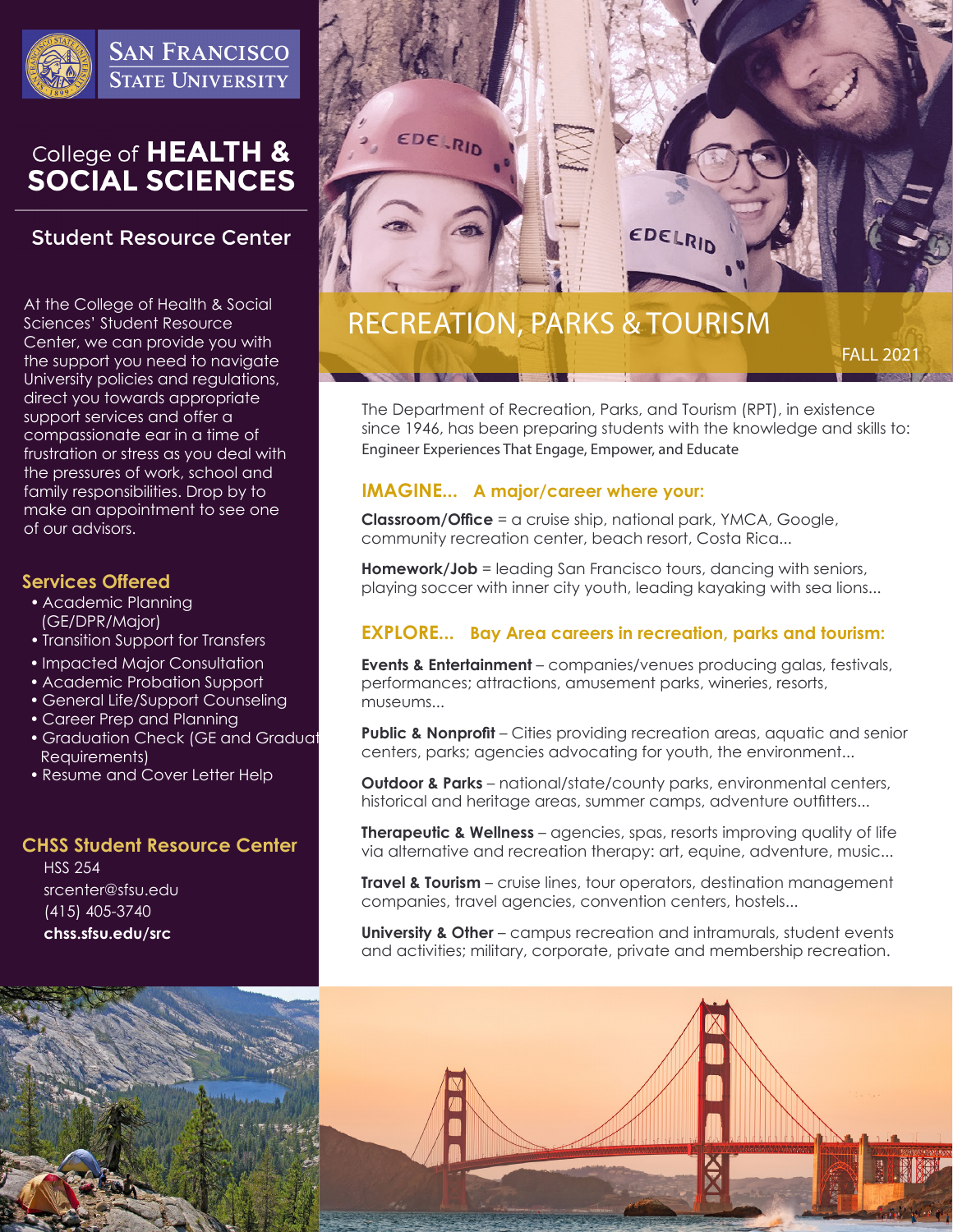San Francisco State University

# College of HEALTH & SOCIAL SCIENCES

## Student Resource Center

At the College of Health & Social Sciences' Student Resource Center, we can provide you with the support you need to navigate University policies and regulations, direct you towards appropriate support services and offer a compassionate ear in a time of frustration or stress as you deal with the pressures of work, school and family responsibilities. Drop by to make an appointment to see one of our advisors.

### Services Offered

- Academic Planning (GE/DPR/Major)
- Transition Support for Transfers
- Impacted Major Consultation
- Academic Probation Support
- General Life/Support Counseling
- Career Prep and Planning
- Graduation Check (GE and Graduat Requirements)
- Resume and Cover Letter Help

### CHSS Student Resource Center

HSS 254
srcenter@sfsu.edu
(415) 405-3740
**chss.sfsu.edu/src**

# RECREATION, PARKS & TOURISM

FALL 2021

The Department of Recreation, Parks, and Tourism (RPT), in existence since 1946, has been preparing students with the knowledge and skills to: Engineer Experiences That Engage, Empower, and Educate

### IMAGINE... A major/career where your:

**Classroom/Office** = a cruise ship, national park, YMCA, Google, community recreation center, beach resort, Costa Rica...

**Homework/Job** = leading San Francisco tours, dancing with seniors, playing soccer with inner city youth, leading kayaking with sea lions...

### EXPLORE... Bay Area careers in recreation, parks and tourism:

**Events & Entertainment** – companies/venues producing galas, festivals, performances; attractions, amusement parks, wineries, resorts, museums...

**Public & Nonprofit** – Cities providing recreation areas, aquatic and senior centers, parks; agencies advocating for youth, the environment...

**Outdoor & Parks** – national/state/county parks, environmental centers, historical and heritage areas, summer camps, adventure outfitters...

**Therapeutic & Wellness** – agencies, spas, resorts improving quality of life via alternative and recreation therapy: art, equine, adventure, music...

**Travel & Tourism** – cruise lines, tour operators, destination management companies, travel agencies, convention centers, hostels...

**University & Other** – campus recreation and intramurals, student events and activities; military, corporate, private and membership recreation.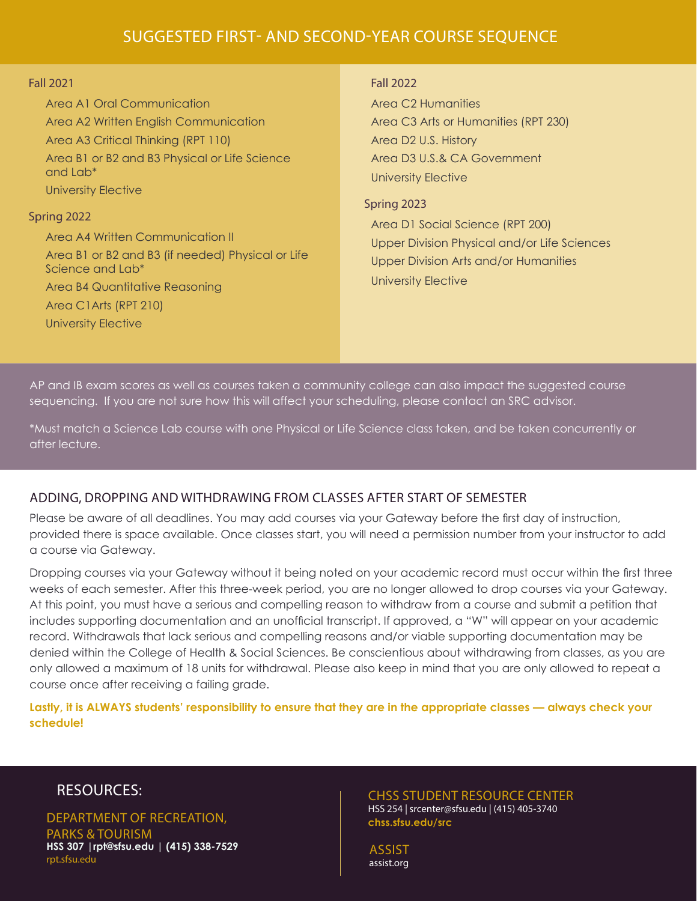## SUGGESTED FIRST- AND SECOND-YEAR COURSE SEQUENCE

**Fall 2021**

- Area A1 Oral Communication
- Area A2 Written English Communication
- Area A3 Critical Thinking (RPT 110)
- Area B1 or B2 and B3 Physical or Life Science and Lab*
- University Elective

**Spring 2022**

- Area A4 Written Communication II
- Area B1 or B2 and B3 (if needed) Physical or Life Science and Lab*
- Area B4 Quantitative Reasoning
- Area C1Arts (RPT 210)
- University Elective

**Fall 2022**

- Area C2 Humanities
- Area C3 Arts or Humanities (RPT 230)
- Area D2 U.S. History
- Area D3 U.S.& CA Government
- University Elective

**Spring 2023**

- Area D1 Social Science (RPT 200)
- Upper Division Physical and/or Life Sciences
- Upper Division Arts and/or Humanities
- University Elective

AP and IB exam scores as well as courses taken a community college can also impact the suggested course sequencing. If you are not sure how this will affect your scheduling, please contact an SRC advisor.

*Must match a Science Lab course with one Physical or Life Science class taken, and be taken concurrently or after lecture.

## ADDING, DROPPING AND WITHDRAWING FROM CLASSES AFTER START OF SEMESTER

Please be aware of all deadlines. You may add courses via your Gateway before the first day of instruction, provided there is space available. Once classes start, you will need a permission number from your instructor to add a course via Gateway.

Dropping courses via your Gateway without it being noted on your academic record must occur within the first three weeks of each semester. After this three-week period, you are no longer allowed to drop courses via your Gateway. At this point, you must have a serious and compelling reason to withdraw from a course and submit a petition that includes supporting documentation and an unofficial transcript. If approved, a "W" will appear on your academic record. Withdrawals that lack serious and compelling reasons and/or viable supporting documentation may be denied within the College of Health & Social Sciences. Be conscientious about withdrawing from classes, as you are only allowed a maximum of 18 units for withdrawal. Please also keep in mind that you are only allowed to repeat a course once after receiving a failing grade.

**Lastly, it is ALWAYS students' responsibility to ensure that they are in the appropriate classes — always check your schedule!**

## RESOURCES:

**DEPARTMENT OF RECREATION, PARKS & TOURISM**
**HSS 307 | rpt@sfsu.edu | (415) 338-7529**
rpt.sfsu.edu

**CHSS STUDENT RESOURCE CENTER**
HSS 254 | srcenter@sfsu.edu | (415) 405-3740
**chss.sfsu.edu/src**

**ASSIST**
assist.org